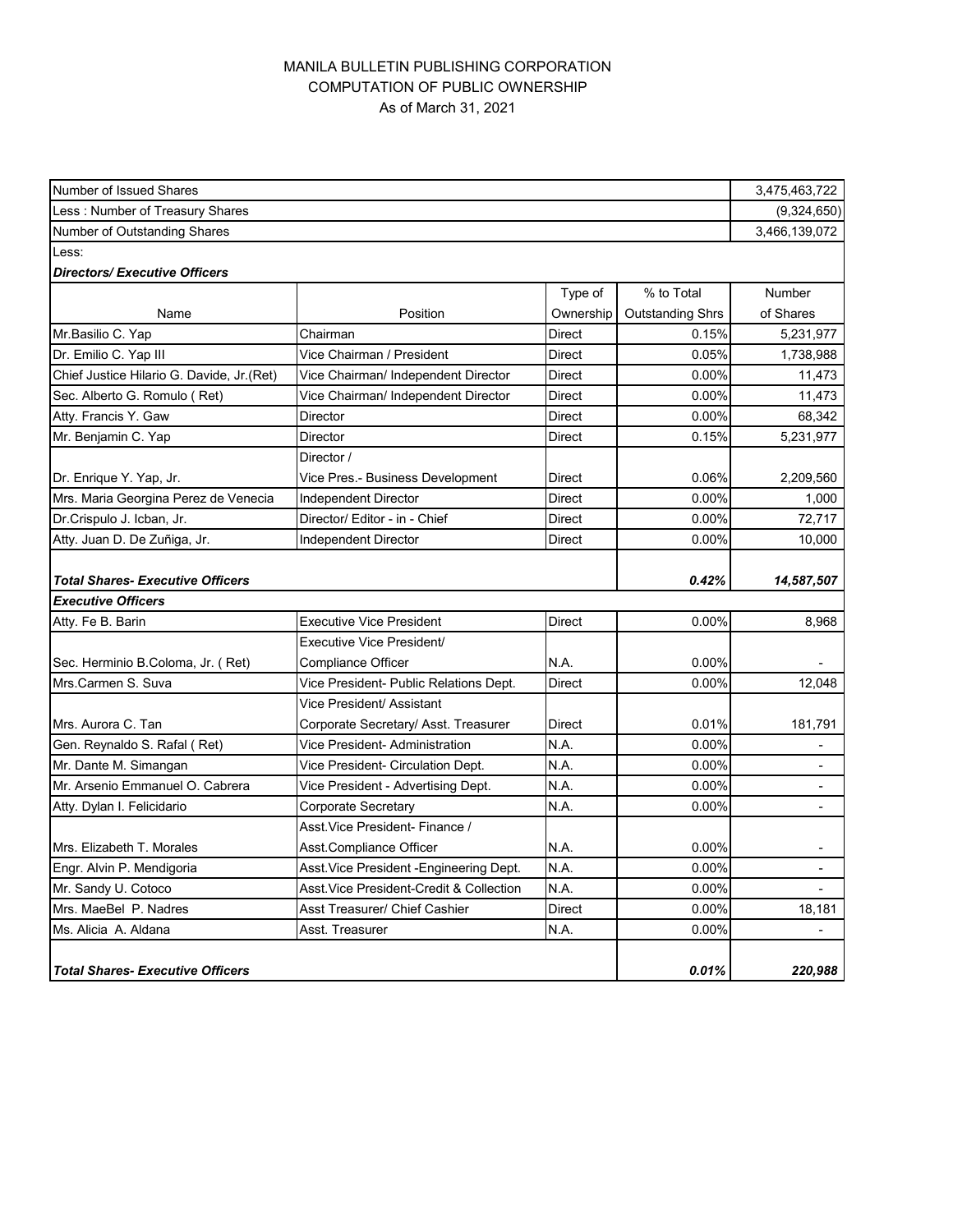MANILA BULLETIN PUBLISHING CORPORATION
COMPUTATION OF PUBLIC OWNERSHIP
As of March 31, 2021

| | | | | |
|---|---|---|---|---|
| Number of Issued Shares | | | | 3,475,463,722 |
| Less : Number of Treasury Shares | | | | (9,324,650) |
| Number of Outstanding Shares | | | | 3,466,139,072 |
| Less: | | | | |
| ***Directors/ Executive Officers*** | | | | |
| Name | Position | Type of Ownership | % to Total Outstanding Shrs | Number of Shares |
| Mr.Basilio C. Yap | Chairman | Direct | 0.15% | 5,231,977 |
| Dr. Emilio C. Yap III | Vice Chairman / President | Direct | 0.05% | 1,738,988 |
| Chief Justice Hilario G. Davide, Jr.(Ret) | Vice Chairman/ Independent Director | Direct | 0.00% | 11,473 |
| Sec. Alberto G. Romulo ( Ret) | Vice Chairman/ Independent Director | Direct | 0.00% | 11,473 |
| Atty. Francis Y. Gaw | Director | Direct | 0.00% | 68,342 |
| Mr. Benjamin C. Yap | Director | Direct | 0.15% | 5,231,977 |
| Dr. Enrique Y. Yap, Jr. | Director / Vice Pres.- Business Development | Direct | 0.06% | 2,209,560 |
| Mrs. Maria Georgina Perez de Venecia | Independent Director | Direct | 0.00% | 1,000 |
| Dr.Crispulo J. Icban, Jr. | Director/ Editor - in - Chief | Direct | 0.00% | 72,717 |
| Atty. Juan D. De Zuñiga, Jr. | Independent Director | Direct | 0.00% | 10,000 |
| ***Total Shares- Executive Officers*** | | | ***0.42%*** | ***14,587,507*** |
| ***Executive Officers*** | | | | |
| Atty. Fe B. Barin | Executive Vice President | Direct | 0.00% | 8,968 |
| Sec. Herminio B.Coloma, Jr. ( Ret) | Executive Vice President/ Compliance Officer | N.A. | 0.00% | - |
| Mrs.Carmen S. Suva | Vice President- Public Relations Dept. | Direct | 0.00% | 12,048 |
| Mrs. Aurora C. Tan | Vice President/ Assistant Corporate Secretary/ Asst. Treasurer | Direct | 0.01% | 181,791 |
| Gen. Reynaldo S. Rafal ( Ret) | Vice President- Administration | N.A. | 0.00% | - |
| Mr. Dante M. Simangan | Vice President- Circulation Dept. | N.A. | 0.00% | - |
| Mr. Arsenio Emmanuel O. Cabrera | Vice President - Advertising Dept. | N.A. | 0.00% | - |
| Atty. Dylan I. Felicidario | Corporate Secretary | N.A. | 0.00% | - |
| Mrs. Elizabeth T. Morales | Asst.Vice President- Finance / Asst.Compliance Officer | N.A. | 0.00% | - |
| Engr. Alvin P. Mendigoria | Asst.Vice President -Engineering Dept. | N.A. | 0.00% | - |
| Mr. Sandy U. Cotoco | Asst.Vice President-Credit & Collection | N.A. | 0.00% | - |
| Mrs. MaeBel P. Nadres | Asst Treasurer/ Chief Cashier | Direct | 0.00% | 18,181 |
| Ms. Alicia A. Aldana | Asst. Treasurer | N.A. | 0.00% | - |
| ***Total Shares- Executive Officers*** | | | ***0.01%*** | ***220,988*** |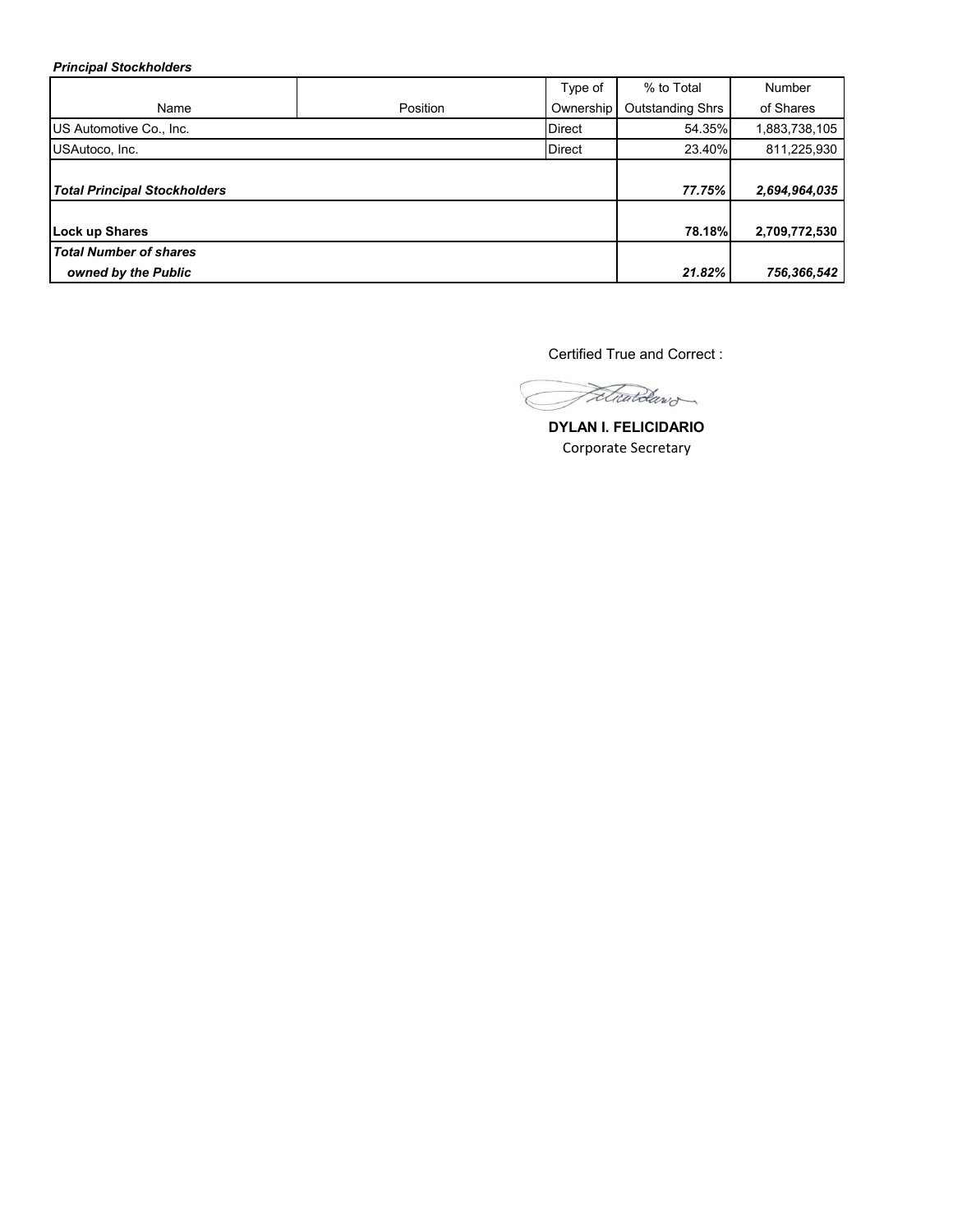***Principal Stockholders***

| Name | Position | Type of Ownership | % to Total Outstanding Shrs | Number of Shares |
|---|---|---|---|---|
| US Automotive Co., Inc. | | Direct | 54.35% | 1,883,738,105 |
| USAutoco, Inc. | | Direct | 23.40% | 811,225,930 |
| ***Total Principal Stockholders*** | | | ***77.75%*** | ***2,694,964,035*** |
| **Lock up Shares** | | | **78.18%** | **2,709,772,530** |
| ***Total Number of shares owned by the Public*** | | | ***21.82%*** | ***756,366,542*** |

Certified True and Correct :

**DYLAN I. FELICIDARIO**
Corporate Secretary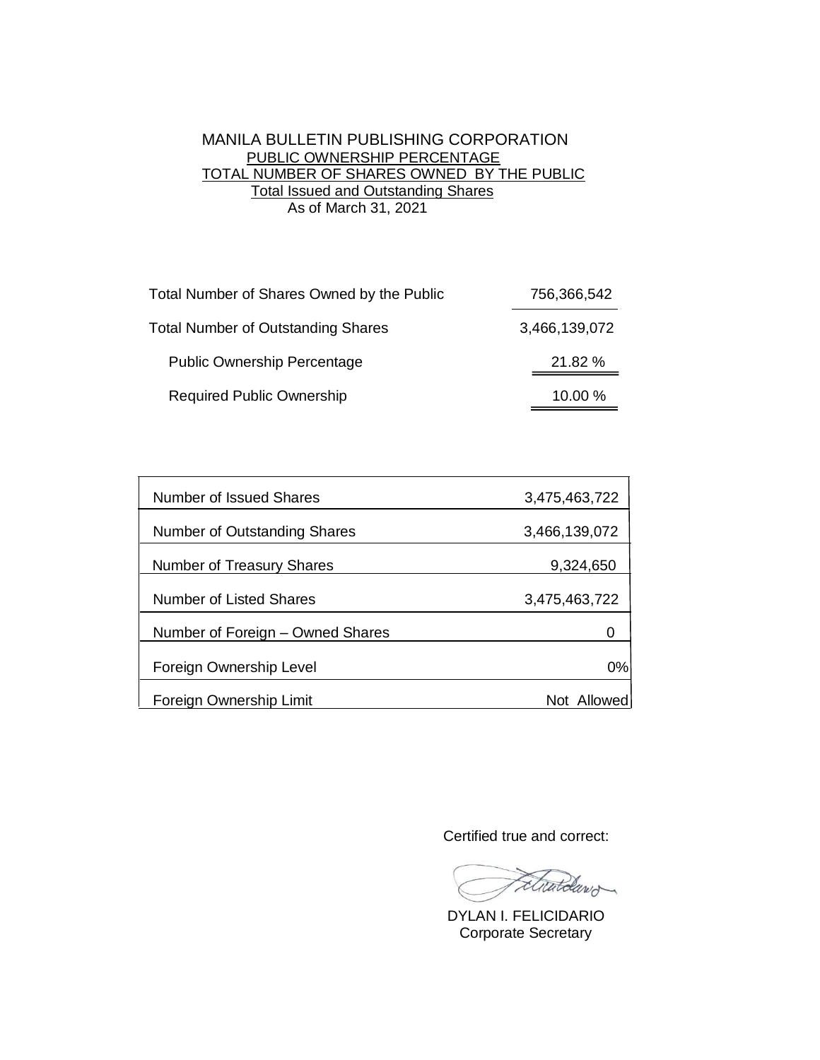MANILA BULLETIN PUBLISHING CORPORATION

PUBLIC OWNERSHIP PERCENTAGE

TOTAL NUMBER OF SHARES OWNED BY THE PUBLIC

Total Issued and Outstanding Shares

As of March 31, 2021

| | |
|---|---|
| Total Number of Shares Owned by the Public | 756,366,542 |
| Total Number of Outstanding Shares | 3,466,139,072 |
| Public Ownership Percentage | 21.82 % |
| Required Public Ownership | 10.00 % |

| | |
|---|---|
| Number of Issued Shares | 3,475,463,722 |
| Number of Outstanding Shares | 3,466,139,072 |
| Number of Treasury Shares | 9,324,650 |
| Number of Listed Shares | 3,475,463,722 |
| Number of Foreign – Owned Shares | 0 |
| Foreign Ownership Level | 0% |
| Foreign Ownership Limit | Not Allowed |

Certified true and correct:

DYLAN I. FELICIDARIO
Corporate Secretary